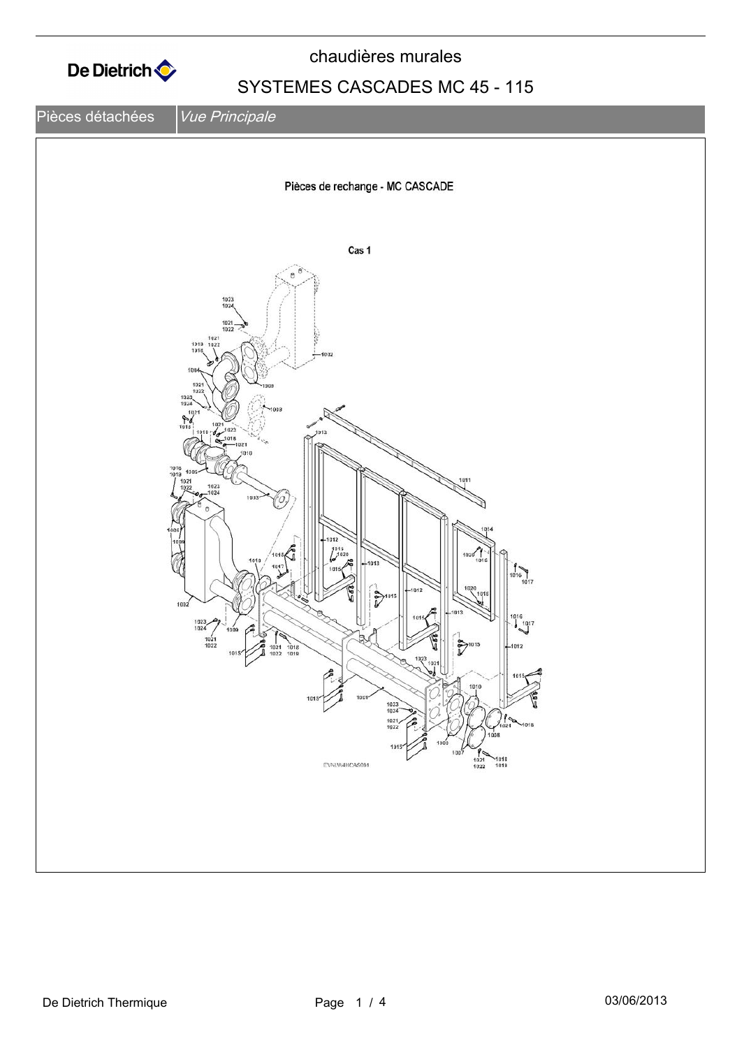# chaudières murales

## SYSTEMES CASCADES MC 45 - 115

Pièces détachées | *Vue Principale*

Pièces de rechange - MC CASCADE

Cas 1

EVNIW4HCAS001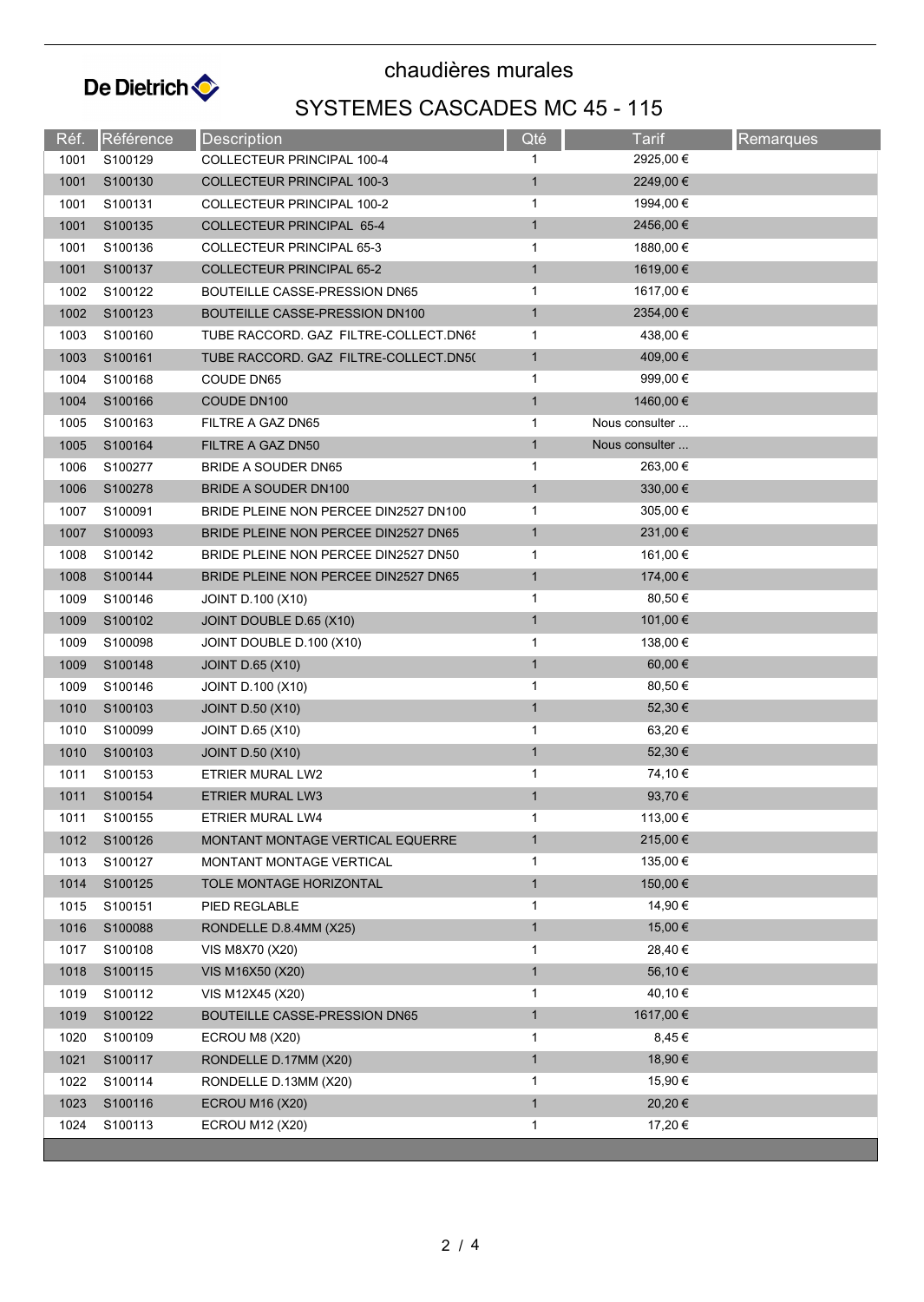De Dietrich

# chaudières murales

## SYSTEMES CASCADES MC 45 - 115

| Réf. | Référence | Description | Qté | Tarif | Remarques |
|---|---|---|---|---|---|
| 1001 | S100129 | COLLECTEUR PRINCIPAL 100-4 | 1 | 2925,00 € | |
| 1001 | S100130 | COLLECTEUR PRINCIPAL 100-3 | 1 | 2249,00 € | |
| 1001 | S100131 | COLLECTEUR PRINCIPAL 100-2 | 1 | 1994,00 € | |
| 1001 | S100135 | COLLECTEUR PRINCIPAL 65-4 | 1 | 2456,00 € | |
| 1001 | S100136 | COLLECTEUR PRINCIPAL 65-3 | 1 | 1880,00 € | |
| 1001 | S100137 | COLLECTEUR PRINCIPAL 65-2 | 1 | 1619,00 € | |
| 1002 | S100122 | BOUTEILLE CASSE-PRESSION DN65 | 1 | 1617,00 € | |
| 1002 | S100123 | BOUTEILLE CASSE-PRESSION DN100 | 1 | 2354,00 € | |
| 1003 | S100160 | TUBE RACCORD. GAZ FILTRE-COLLECT.DN65 | 1 | 438,00 € | |
| 1003 | S100161 | TUBE RACCORD. GAZ FILTRE-COLLECT.DN50 | 1 | 409,00 € | |
| 1004 | S100168 | COUDE DN65 | 1 | 999,00 € | |
| 1004 | S100166 | COUDE DN100 | 1 | 1460,00 € | |
| 1005 | S100163 | FILTRE A GAZ DN65 | 1 | Nous consulter ... | |
| 1005 | S100164 | FILTRE A GAZ DN50 | 1 | Nous consulter ... | |
| 1006 | S100277 | BRIDE A SOUDER DN65 | 1 | 263,00 € | |
| 1006 | S100278 | BRIDE A SOUDER DN100 | 1 | 330,00 € | |
| 1007 | S100091 | BRIDE PLEINE NON PERCEE DIN2527 DN100 | 1 | 305,00 € | |
| 1007 | S100093 | BRIDE PLEINE NON PERCEE DIN2527 DN65 | 1 | 231,00 € | |
| 1008 | S100142 | BRIDE PLEINE NON PERCEE DIN2527 DN50 | 1 | 161,00 € | |
| 1008 | S100144 | BRIDE PLEINE NON PERCEE DIN2527 DN65 | 1 | 174,00 € | |
| 1009 | S100146 | JOINT D.100 (X10) | 1 | 80,50 € | |
| 1009 | S100102 | JOINT DOUBLE D.65 (X10) | 1 | 101,00 € | |
| 1009 | S100098 | JOINT DOUBLE D.100 (X10) | 1 | 138,00 € | |
| 1009 | S100148 | JOINT D.65 (X10) | 1 | 60,00 € | |
| 1009 | S100146 | JOINT D.100 (X10) | 1 | 80,50 € | |
| 1010 | S100103 | JOINT D.50 (X10) | 1 | 52,30 € | |
| 1010 | S100099 | JOINT D.65 (X10) | 1 | 63,20 € | |
| 1010 | S100103 | JOINT D.50 (X10) | 1 | 52,30 € | |
| 1011 | S100153 | ETRIER MURAL LW2 | 1 | 74,10 € | |
| 1011 | S100154 | ETRIER MURAL LW3 | 1 | 93,70 € | |
| 1011 | S100155 | ETRIER MURAL LW4 | 1 | 113,00 € | |
| 1012 | S100126 | MONTANT MONTAGE VERTICAL EQUERRE | 1 | 215,00 € | |
| 1013 | S100127 | MONTANT MONTAGE VERTICAL | 1 | 135,00 € | |
| 1014 | S100125 | TOLE MONTAGE HORIZONTAL | 1 | 150,00 € | |
| 1015 | S100151 | PIED REGLABLE | 1 | 14,90 € | |
| 1016 | S100088 | RONDELLE D.8.4MM (X25) | 1 | 15,00 € | |
| 1017 | S100108 | VIS M8X70 (X20) | 1 | 28,40 € | |
| 1018 | S100115 | VIS M16X50 (X20) | 1 | 56,10 € | |
| 1019 | S100112 | VIS M12X45 (X20) | 1 | 40,10 € | |
| 1019 | S100122 | BOUTEILLE CASSE-PRESSION DN65 | 1 | 1617,00 € | |
| 1020 | S100109 | ECROU M8 (X20) | 1 | 8,45 € | |
| 1021 | S100117 | RONDELLE D.17MM (X20) | 1 | 18,90 € | |
| 1022 | S100114 | RONDELLE D.13MM (X20) | 1 | 15,90 € | |
| 1023 | S100116 | ECROU M16 (X20) | 1 | 20,20 € | |
| 1024 | S100113 | ECROU M12 (X20) | 1 | 17,20 € | |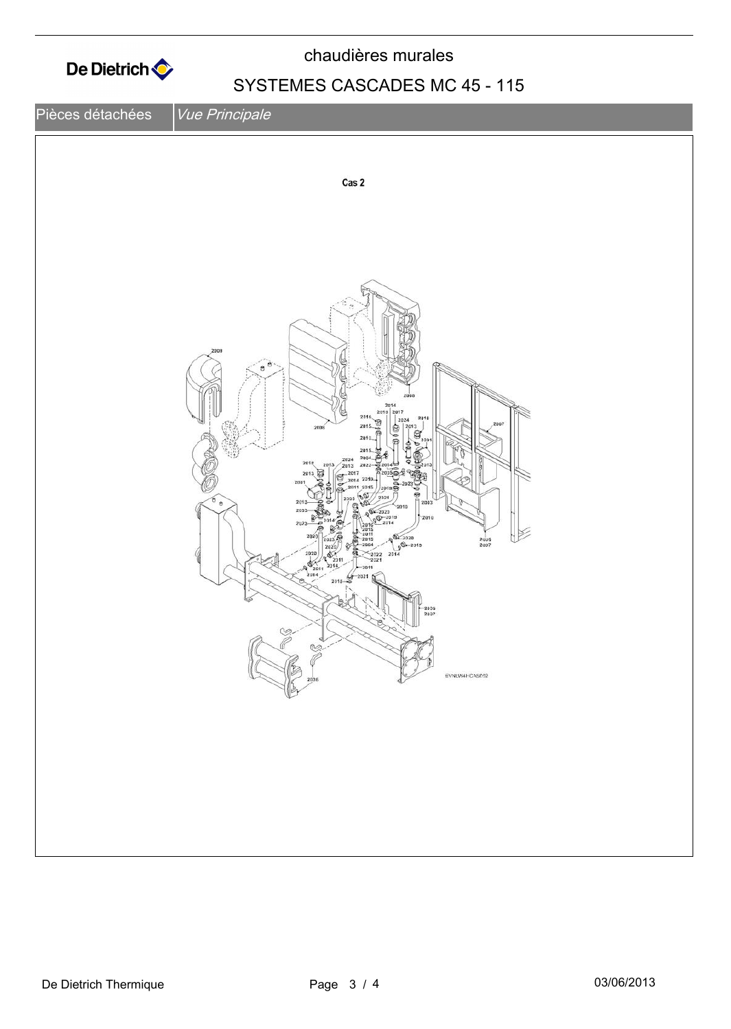chaudières murales

# SYSTEMES CASCADES MC 45 - 115

Pièces détachées | *Vue Principale*

Cas 2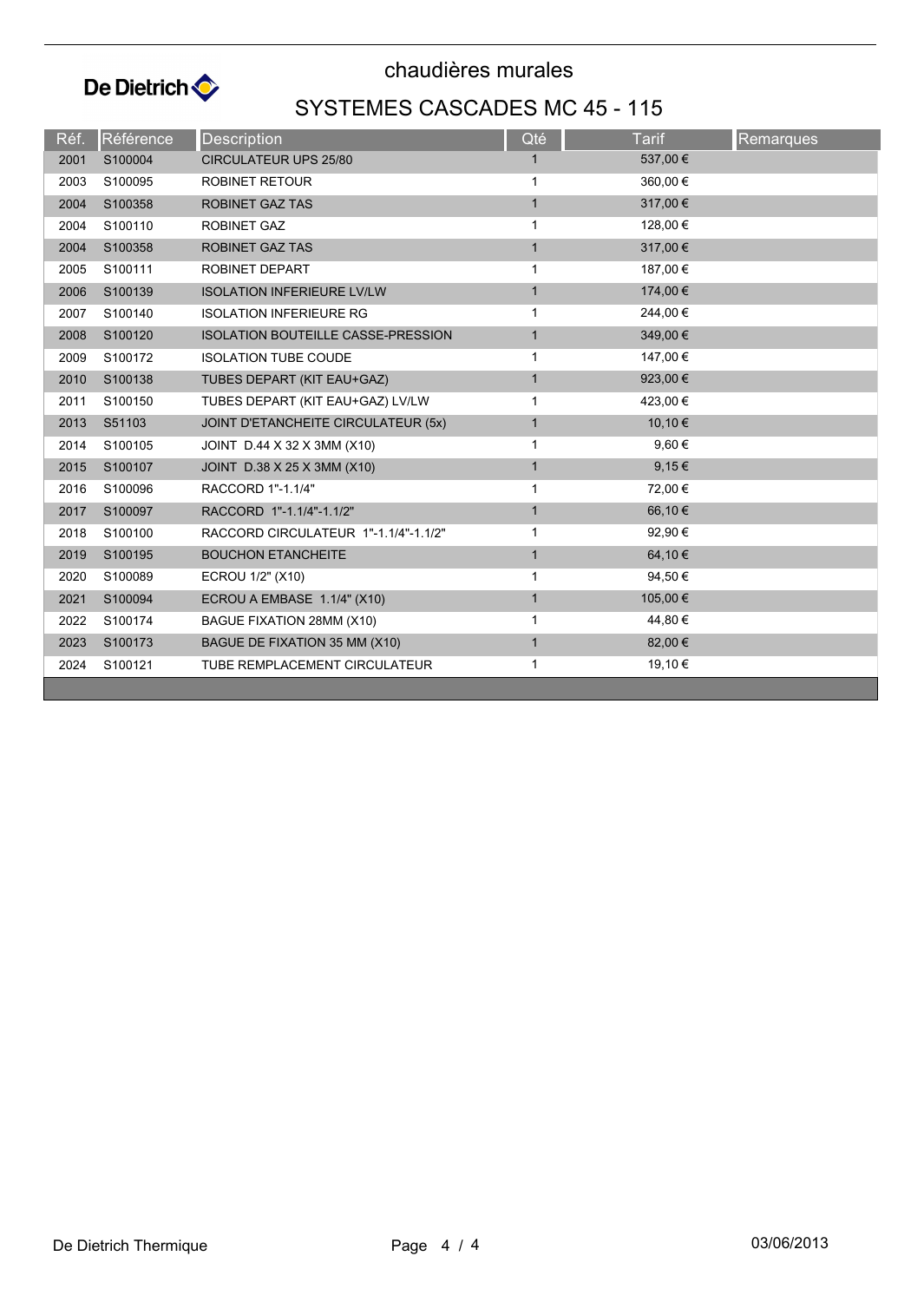# chaudières murales

## SYSTEMES CASCADES MC 45 - 115

| Réf. | Référence | Description | Qté | Tarif | Remarques |
|---|---|---|---|---|---|
| 2001 | S100004 | CIRCULATEUR UPS 25/80 | 1 | 537,00 € | |
| 2003 | S100095 | ROBINET RETOUR | 1 | 360,00 € | |
| 2004 | S100358 | ROBINET GAZ TAS | 1 | 317,00 € | |
| 2004 | S100110 | ROBINET GAZ | 1 | 128,00 € | |
| 2004 | S100358 | ROBINET GAZ TAS | 1 | 317,00 € | |
| 2005 | S100111 | ROBINET DEPART | 1 | 187,00 € | |
| 2006 | S100139 | ISOLATION INFERIEURE LV/LW | 1 | 174,00 € | |
| 2007 | S100140 | ISOLATION INFERIEURE RG | 1 | 244,00 € | |
| 2008 | S100120 | ISOLATION BOUTEILLE CASSE-PRESSION | 1 | 349,00 € | |
| 2009 | S100172 | ISOLATION TUBE COUDE | 1 | 147,00 € | |
| 2010 | S100138 | TUBES DEPART (KIT EAU+GAZ) | 1 | 923,00 € | |
| 2011 | S100150 | TUBES DEPART (KIT EAU+GAZ) LV/LW | 1 | 423,00 € | |
| 2013 | S51103 | JOINT D'ETANCHEITE CIRCULATEUR (5x) | 1 | 10,10 € | |
| 2014 | S100105 | JOINT D.44 X 32 X 3MM (X10) | 1 | 9,60 € | |
| 2015 | S100107 | JOINT D.38 X 25 X 3MM (X10) | 1 | 9,15 € | |
| 2016 | S100096 | RACCORD 1"-1.1/4" | 1 | 72,00 € | |
| 2017 | S100097 | RACCORD 1"-1.1/4"-1.1/2" | 1 | 66,10 € | |
| 2018 | S100100 | RACCORD CIRCULATEUR 1"-1.1/4"-1.1/2" | 1 | 92,90 € | |
| 2019 | S100195 | BOUCHON ETANCHEITE | 1 | 64,10 € | |
| 2020 | S100089 | ECROU 1/2" (X10) | 1 | 94,50 € | |
| 2021 | S100094 | ECROU A EMBASE 1.1/4" (X10) | 1 | 105,00 € | |
| 2022 | S100174 | BAGUE FIXATION 28MM (X10) | 1 | 44,80 € | |
| 2023 | S100173 | BAGUE DE FIXATION 35 MM (X10) | 1 | 82,00 € | |
| 2024 | S100121 | TUBE REMPLACEMENT CIRCULATEUR | 1 | 19,10 € | |